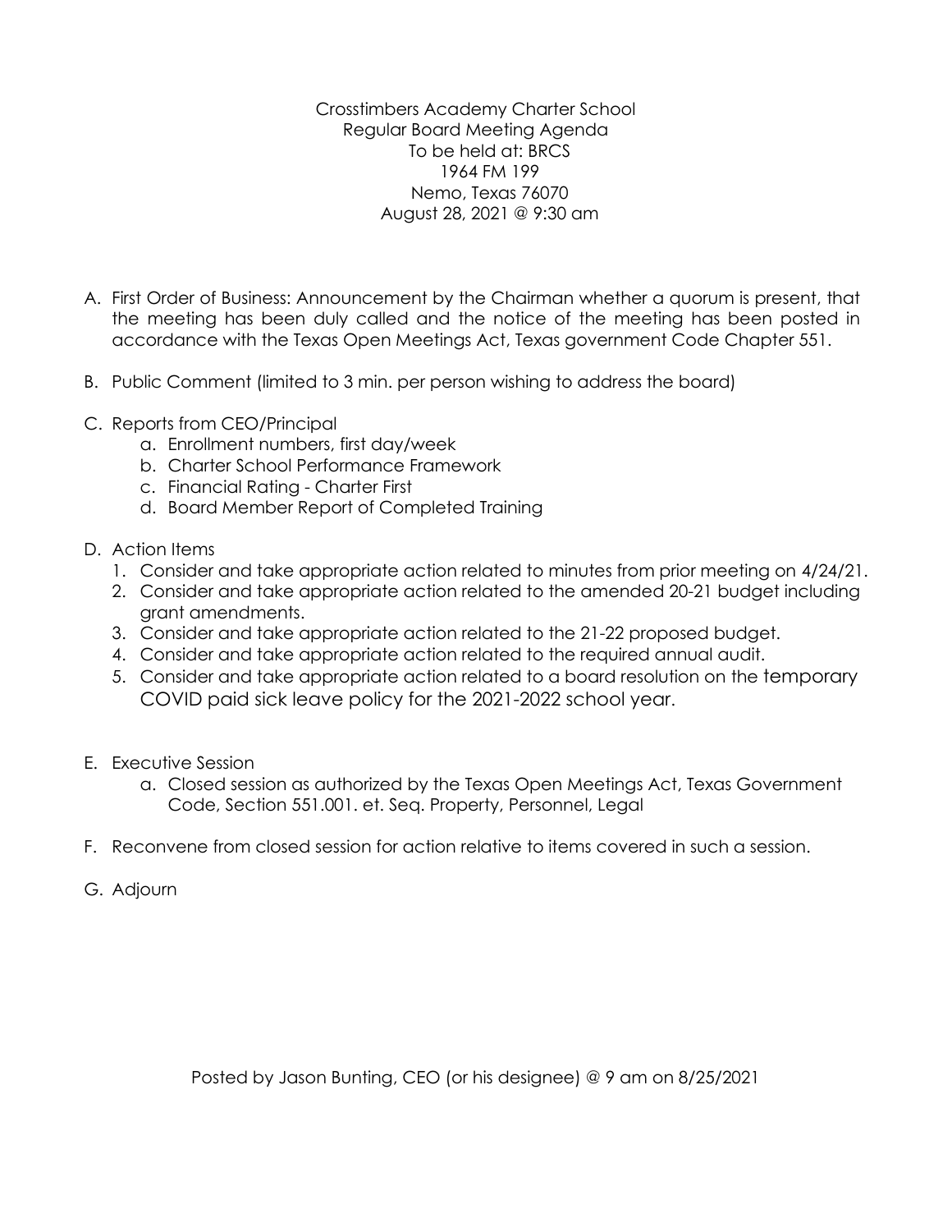Crosstimbers Academy Charter School
Regular Board Meeting Agenda
To be held at: BRCS
1964 FM 199
Nemo, Texas 76070
August 28, 2021 @ 9:30 am

A. First Order of Business: Announcement by the Chairman whether a quorum is present, that the meeting has been duly called and the notice of the meeting has been posted in accordance with the Texas Open Meetings Act, Texas government Code Chapter 551.

B. Public Comment (limited to 3 min. per person wishing to address the board)

C. Reports from CEO/Principal
   a. Enrollment numbers, first day/week
   b. Charter School Performance Framework
   c. Financial Rating - Charter First
   d. Board Member Report of Completed Training

D. Action Items
   1. Consider and take appropriate action related to minutes from prior meeting on 4/24/21.
   2. Consider and take appropriate action related to the amended 20-21 budget including grant amendments.
   3. Consider and take appropriate action related to the 21-22 proposed budget.
   4. Consider and take appropriate action related to the required annual audit.
   5. Consider and take appropriate action related to a board resolution on the temporary COVID paid sick leave policy for the 2021-2022 school year.

E. Executive Session
   a. Closed session as authorized by the Texas Open Meetings Act, Texas Government Code, Section 551.001. et. Seq. Property, Personnel, Legal

F. Reconvene from closed session for action relative to items covered in such a session.

G. Adjourn

Posted by Jason Bunting, CEO (or his designee) @ 9 am on 8/25/2021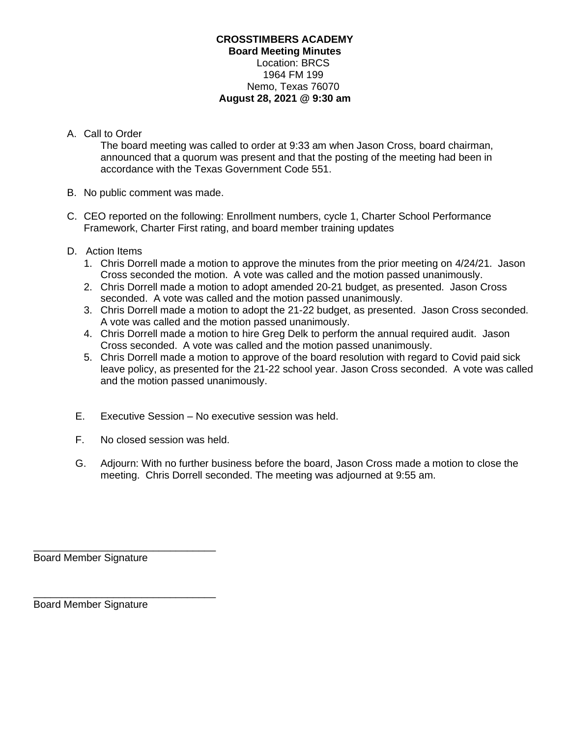**CROSSTIMBERS ACADEMY**
**Board Meeting Minutes**
Location: BRCS
1964 FM 199
Nemo, Texas 76070
**August 28, 2021 @ 9:30 am**

A. Call to Order
   The board meeting was called to order at 9:33 am when Jason Cross, board chairman, announced that a quorum was present and that the posting of the meeting had been in accordance with the Texas Government Code 551.

B. No public comment was made.

C. CEO reported on the following: Enrollment numbers, cycle 1, Charter School Performance Framework, Charter First rating, and board member training updates

D. Action Items
   1. Chris Dorrell made a motion to approve the minutes from the prior meeting on 4/24/21. Jason Cross seconded the motion. A vote was called and the motion passed unanimously.
   2. Chris Dorrell made a motion to adopt amended 20-21 budget, as presented. Jason Cross seconded. A vote was called and the motion passed unanimously.
   3. Chris Dorrell made a motion to adopt the 21-22 budget, as presented. Jason Cross seconded. A vote was called and the motion passed unanimously.
   4. Chris Dorrell made a motion to hire Greg Delk to perform the annual required audit. Jason Cross seconded. A vote was called and the motion passed unanimously.
   5. Chris Dorrell made a motion to approve of the board resolution with regard to Covid paid sick leave policy, as presented for the 21-22 school year. Jason Cross seconded. A vote was called and the motion passed unanimously.

E. Executive Session – No executive session was held.

F. No closed session was held.

G. Adjourn: With no further business before the board, Jason Cross made a motion to close the meeting. Chris Dorrell seconded. The meeting was adjourned at 9:55 am.

_________________________________
Board Member Signature

_________________________________
Board Member Signature